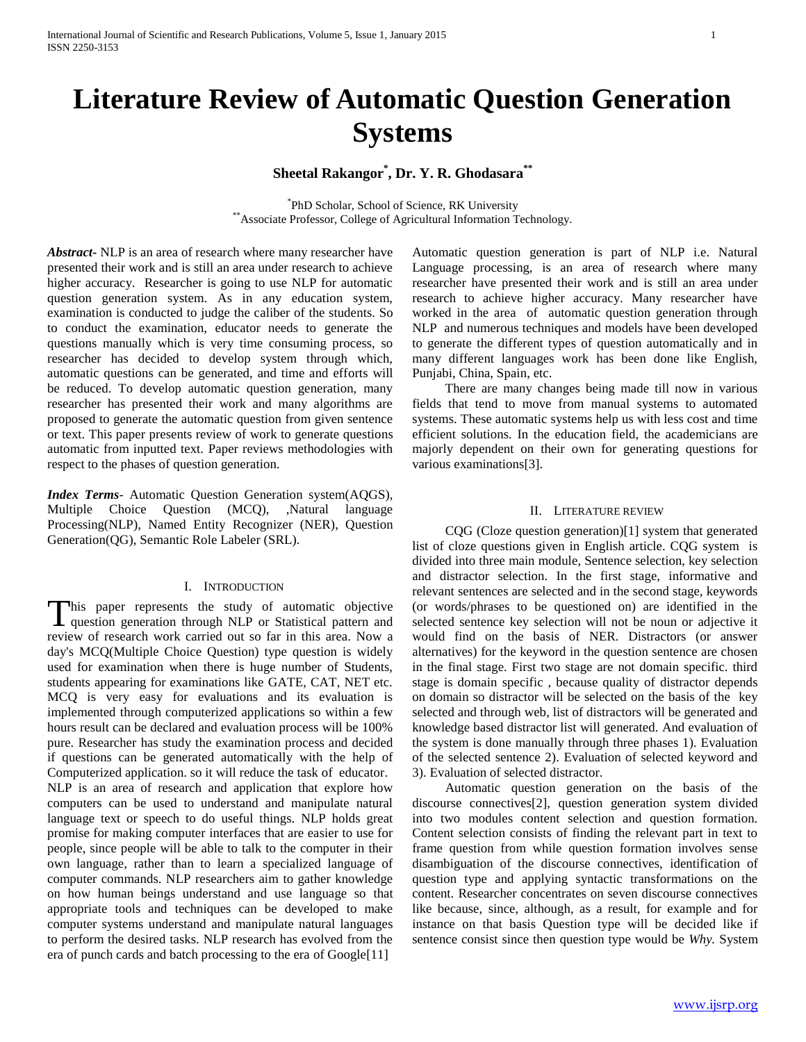# Literature Review of Automatic Question Generation Systems

**Sheetal Rakangor[*], Dr. Y. R. Ghodasara[**]**

[*]PhD Scholar, School of Science, RK University
[**]Associate Professor, College of Agricultural Information Technology.

***Abstract***- NLP is an area of research where many researcher have presented their work and is still an area under research to achieve higher accuracy. Researcher is going to use NLP for automatic question generation system. As in any education system, examination is conducted to judge the caliber of the students. So to conduct the examination, educator needs to generate the questions manually which is very time consuming process, so researcher has decided to develop system through which, automatic questions can be generated, and time and efforts will be reduced. To develop automatic question generation, many researcher has presented their work and many algorithms are proposed to generate the automatic question from given sentence or text. This paper presents review of work to generate questions automatic from inputted text. Paper reviews methodologies with respect to the phases of question generation.

***Index Terms***- Automatic Question Generation system(AQGS), Multiple Choice Question (MCQ), ,Natural language Processing(NLP), Named Entity Recognizer (NER), Question Generation(QG), Semantic Role Labeler (SRL).

## I. Introduction

This paper represents the study of automatic objective question generation through NLP or Statistical pattern and review of research work carried out so far in this area. Now a day's MCQ(Multiple Choice Question) type question is widely used for examination when there is huge number of Students, students appearing for examinations like GATE, CAT, NET etc. MCQ is very easy for evaluations and its evaluation is implemented through computerized applications so within a few hours result can be declared and evaluation process will be 100% pure. Researcher has study the examination process and decided if questions can be generated automatically with the help of Computerized application. so it will reduce the task of educator.

NLP is an area of research and application that explore how computers can be used to understand and manipulate natural language text or speech to do useful things. NLP holds great promise for making computer interfaces that are easier to use for people, since people will be able to talk to the computer in their own language, rather than to learn a specialized language of computer commands. NLP researchers aim to gather knowledge on how human beings understand and use language so that appropriate tools and techniques can be developed to make computer systems understand and manipulate natural languages to perform the desired tasks. NLP research has evolved from the era of punch cards and batch processing to the era of Google[11]

Automatic question generation is part of NLP i.e. Natural Language processing, is an area of research where many researcher have presented their work and is still an area under research to achieve higher accuracy. Many researcher have worked in the area of automatic question generation through NLP and numerous techniques and models have been developed to generate the different types of question automatically and in many different languages work has been done like English, Punjabi, China, Spain, etc.

There are many changes being made till now in various fields that tend to move from manual systems to automated systems. These automatic systems help us with less cost and time efficient solutions. In the education field, the academicians are majorly dependent on their own for generating questions for various examinations[3].

## II. Literature review

CQG (Cloze question generation)[1] system that generated list of cloze questions given in English article. CQG system is divided into three main module, Sentence selection, key selection and distractor selection. In the first stage, informative and relevant sentences are selected and in the second stage, keywords (or words/phrases to be questioned on) are identified in the selected sentence key selection will not be noun or adjective it would find on the basis of NER. Distractors (or answer alternatives) for the keyword in the question sentence are chosen in the final stage. First two stage are not domain specific. third stage is domain specific , because quality of distractor depends on domain so distractor will be selected on the basis of the key selected and through web, list of distractors will be generated and knowledge based distractor list will generated. And evaluation of the system is done manually through three phases 1). Evaluation of the selected sentence 2). Evaluation of selected keyword and 3). Evaluation of selected distractor.

Automatic question generation on the basis of the discourse connectives[2], question generation system divided into two modules content selection and question formation. Content selection consists of finding the relevant part in text to frame question from while question formation involves sense disambiguation of the discourse connectives, identification of question type and applying syntactic transformations on the content. Researcher concentrates on seven discourse connectives like because, since, although, as a result, for example and for instance on that basis Question type will be decided like if sentence consist since then question type would be *Why.* System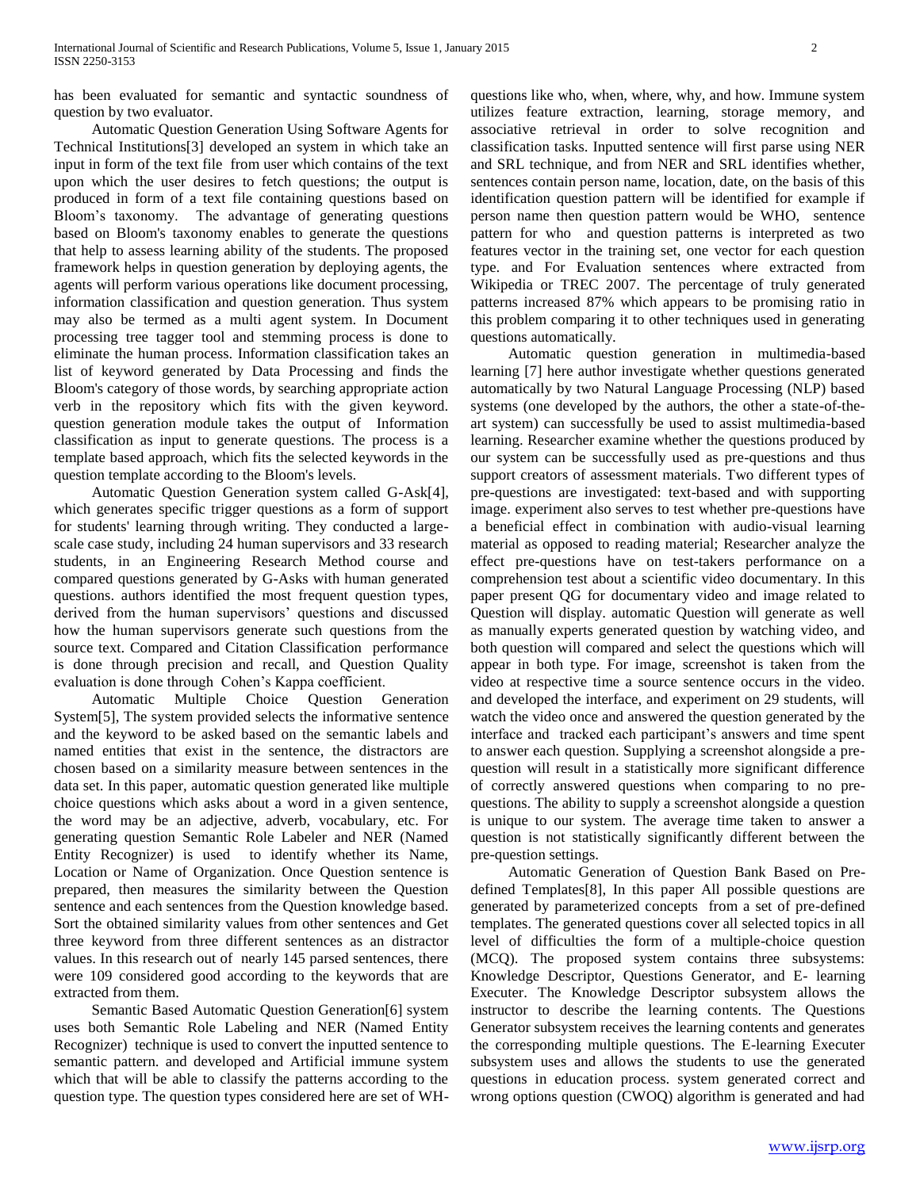has been evaluated for semantic and syntactic soundness of question by two evaluator.

Automatic Question Generation Using Software Agents for Technical Institutions[3] developed an system in which take an input in form of the text file from user which contains of the text upon which the user desires to fetch questions; the output is produced in form of a text file containing questions based on Bloom's taxonomy. The advantage of generating questions based on Bloom's taxonomy enables to generate the questions that help to assess learning ability of the students. The proposed framework helps in question generation by deploying agents, the agents will perform various operations like document processing, information classification and question generation. Thus system may also be termed as a multi agent system. In Document processing tree tagger tool and stemming process is done to eliminate the human process. Information classification takes an list of keyword generated by Data Processing and finds the Bloom's category of those words, by searching appropriate action verb in the repository which fits with the given keyword. question generation module takes the output of Information classification as input to generate questions. The process is a template based approach, which fits the selected keywords in the question template according to the Bloom's levels.

Automatic Question Generation system called G-Ask[4], which generates specific trigger questions as a form of support for students' learning through writing. They conducted a large-scale case study, including 24 human supervisors and 33 research students, in an Engineering Research Method course and compared questions generated by G-Asks with human generated questions. authors identified the most frequent question types, derived from the human supervisors' questions and discussed how the human supervisors generate such questions from the source text. Compared and Citation Classification performance is done through precision and recall, and Question Quality evaluation is done through Cohen's Kappa coefficient.

Automatic Multiple Choice Question Generation System[5], The system provided selects the informative sentence and the keyword to be asked based on the semantic labels and named entities that exist in the sentence, the distractors are chosen based on a similarity measure between sentences in the data set. In this paper, automatic question generated like multiple choice questions which asks about a word in a given sentence, the word may be an adjective, adverb, vocabulary, etc. For generating question Semantic Role Labeler and NER (Named Entity Recognizer) is used to identify whether its Name, Location or Name of Organization. Once Question sentence is prepared, then measures the similarity between the Question sentence and each sentences from the Question knowledge based. Sort the obtained similarity values from other sentences and Get three keyword from three different sentences as an distractor values. In this research out of nearly 145 parsed sentences, there were 109 considered good according to the keywords that are extracted from them.

Semantic Based Automatic Question Generation[6] system uses both Semantic Role Labeling and NER (Named Entity Recognizer) technique is used to convert the inputted sentence to semantic pattern. and developed and Artificial immune system which that will be able to classify the patterns according to the question type. The question types considered here are set of WH-questions like who, when, where, why, and how. Immune system utilizes feature extraction, learning, storage memory, and associative retrieval in order to solve recognition and classification tasks. Inputted sentence will first parse using NER and SRL technique, and from NER and SRL identifies whether, sentences contain person name, location, date, on the basis of this identification question pattern will be identified for example if person name then question pattern would be WHO, sentence pattern for who and question patterns is interpreted as two features vector in the training set, one vector for each question type. and For Evaluation sentences where extracted from Wikipedia or TREC 2007. The percentage of truly generated patterns increased 87% which appears to be promising ratio in this problem comparing it to other techniques used in generating questions automatically.

Automatic question generation in multimedia-based learning [7] here author investigate whether questions generated automatically by two Natural Language Processing (NLP) based systems (one developed by the authors, the other a state-of-the-art system) can successfully be used to assist multimedia-based learning. Researcher examine whether the questions produced by our system can be successfully used as pre-questions and thus support creators of assessment materials. Two different types of pre-questions are investigated: text-based and with supporting image. experiment also serves to test whether pre-questions have a beneficial effect in combination with audio-visual learning material as opposed to reading material; Researcher analyze the effect pre-questions have on test-takers performance on a comprehension test about a scientific video documentary. In this paper present QG for documentary video and image related to Question will display. automatic Question will generate as well as manually experts generated question by watching video, and both question will compared and select the questions which will appear in both type. For image, screenshot is taken from the video at respective time a source sentence occurs in the video. and developed the interface, and experiment on 29 students, will watch the video once and answered the question generated by the interface and tracked each participant's answers and time spent to answer each question. Supplying a screenshot alongside a pre-question will result in a statistically more significant difference of correctly answered questions when comparing to no pre-questions. The ability to supply a screenshot alongside a question is unique to our system. The average time taken to answer a question is not statistically significantly different between the pre-question settings.

Automatic Generation of Question Bank Based on Pre-defined Templates[8], In this paper All possible questions are generated by parameterized concepts from a set of pre-defined templates. The generated questions cover all selected topics in all level of difficulties the form of a multiple-choice question (MCQ). The proposed system contains three subsystems: Knowledge Descriptor, Questions Generator, and E- learning Executer. The Knowledge Descriptor subsystem allows the instructor to describe the learning contents. The Questions Generator subsystem receives the learning contents and generates the corresponding multiple questions. The E-learning Executer subsystem uses and allows the students to use the generated questions in education process. system generated correct and wrong options question (CWOQ) algorithm is generated and had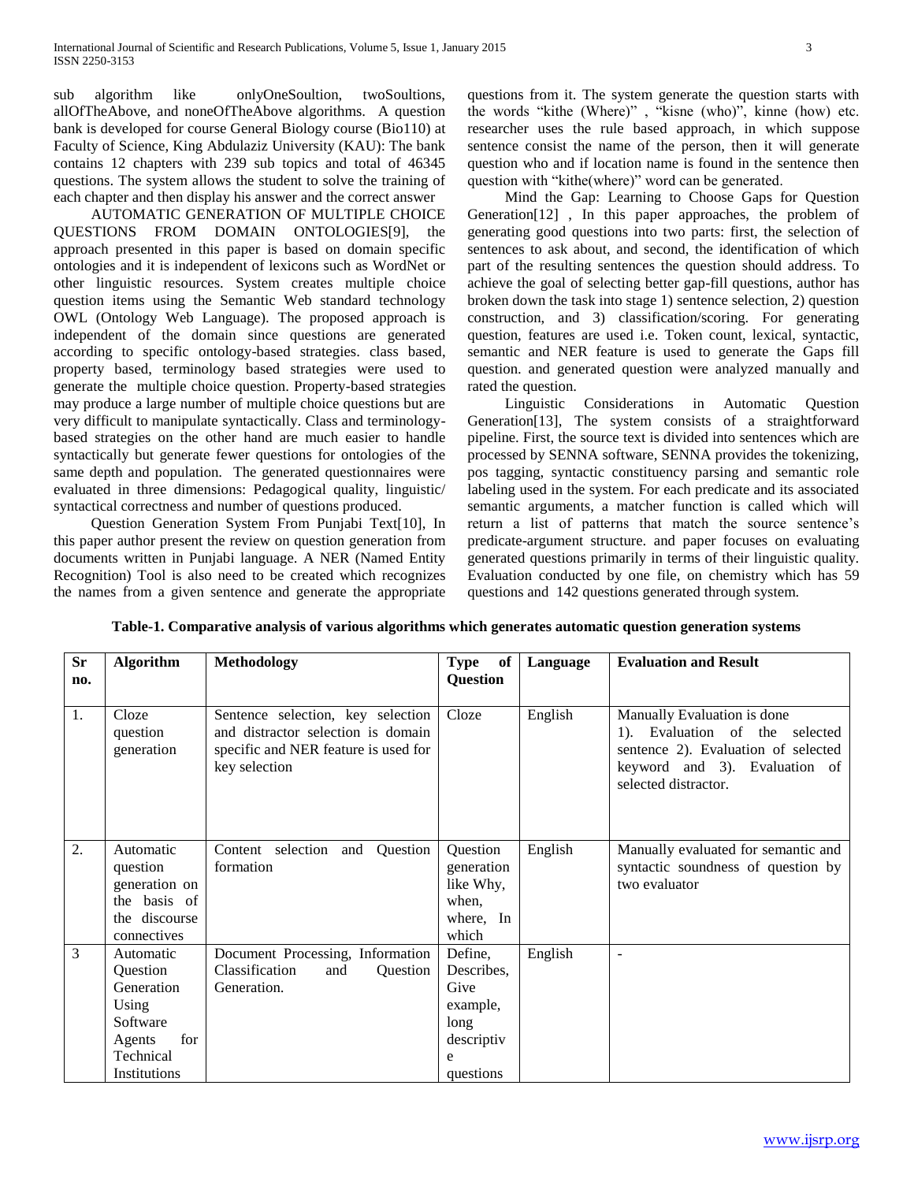sub algorithm like onlyOneSoultion, twoSoultions, allOfTheAbove, and noneOfTheAbove algorithms. A question bank is developed for course General Biology course (Bio110) at Faculty of Science, King Abdulaziz University (KAU): The bank contains 12 chapters with 239 sub topics and total of 46345 questions. The system allows the student to solve the training of each chapter and then display his answer and the correct answer

AUTOMATIC GENERATION OF MULTIPLE CHOICE QUESTIONS FROM DOMAIN ONTOLOGIES[9], the approach presented in this paper is based on domain specific ontologies and it is independent of lexicons such as WordNet or other linguistic resources. System creates multiple choice question items using the Semantic Web standard technology OWL (Ontology Web Language). The proposed approach is independent of the domain since questions are generated according to specific ontology-based strategies. class based, property based, terminology based strategies were used to generate the multiple choice question. Property-based strategies may produce a large number of multiple choice questions but are very difficult to manipulate syntactically. Class and terminology-based strategies on the other hand are much easier to handle syntactically but generate fewer questions for ontologies of the same depth and population. The generated questionnaires were evaluated in three dimensions: Pedagogical quality, linguistic/ syntactical correctness and number of questions produced.

Question Generation System From Punjabi Text[10], In this paper author present the review on question generation from documents written in Punjabi language. A NER (Named Entity Recognition) Tool is also need to be created which recognizes the names from a given sentence and generate the appropriate questions from it. The system generate the question starts with the words "kithe (Where)" , "kisne (who)", kinne (how) etc. researcher uses the rule based approach, in which suppose sentence consist the name of the person, then it will generate question who and if location name is found in the sentence then question with "kithe(where)" word can be generated.

Mind the Gap: Learning to Choose Gaps for Question Generation[12] , In this paper approaches, the problem of generating good questions into two parts: first, the selection of sentences to ask about, and second, the identification of which part of the resulting sentences the question should address. To achieve the goal of selecting better gap-fill questions, author has broken down the task into stage 1) sentence selection, 2) question construction, and 3) classification/scoring. For generating question, features are used i.e. Token count, lexical, syntactic, semantic and NER feature is used to generate the Gaps fill question. and generated question were analyzed manually and rated the question.

Linguistic Considerations in Automatic Question Generation[13], The system consists of a straightforward pipeline. First, the source text is divided into sentences which are processed by SENNA software, SENNA provides the tokenizing, pos tagging, syntactic constituency parsing and semantic role labeling used in the system. For each predicate and its associated semantic arguments, a matcher function is called which will return a list of patterns that match the source sentence's predicate-argument structure. and paper focuses on evaluating generated questions primarily in terms of their linguistic quality. Evaluation conducted by one file, on chemistry which has 59 questions and 142 questions generated through system.

**Table-1. Comparative analysis of various algorithms which generates automatic question generation systems**

| Sr no. | Algorithm | Methodology | Type of Question | Language | Evaluation and Result |
|---|---|---|---|---|---|
| 1. | Cloze question generation | Sentence selection, key selection and distractor selection is domain specific and NER feature is used for key selection | Cloze | English | Manually Evaluation is done 1). Evaluation of the selected sentence 2). Evaluation of selected keyword and 3). Evaluation of selected distractor. |
| 2. | Automatic question generation on the basis of the discourse connectives | Content selection and Question formation | Question generation like Why, when, where, In which | English | Manually evaluated for semantic and syntactic soundness of question by two evaluator |
| 3 | Automatic Question Generation Using Software Agents for Technical Institutions | Document Processing, Information Classification and Question Generation. | Define, Describes, Give example, long descriptive questions | English | - |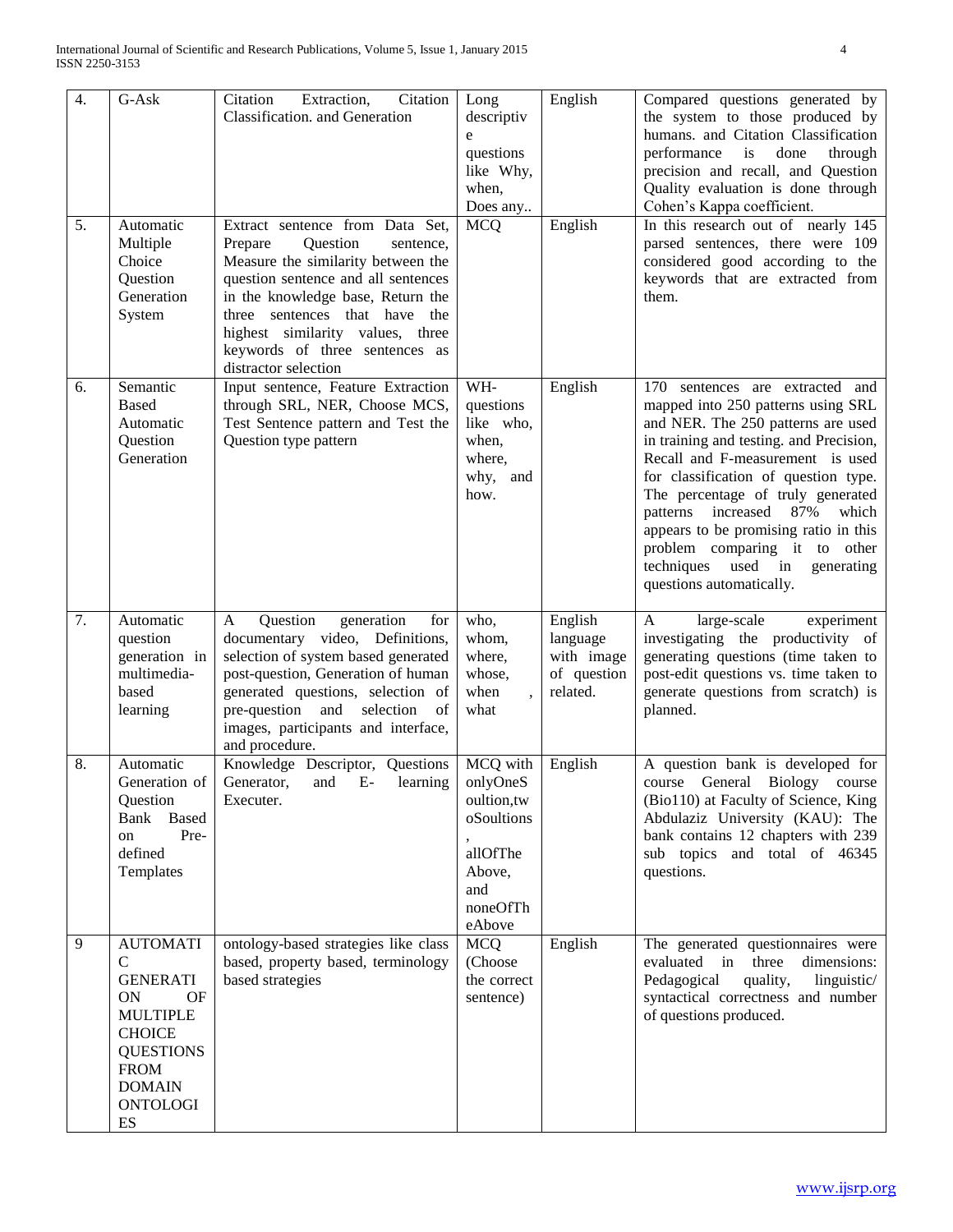| 4. | G-Ask | Citation Extraction, Citation Classification. and Generation | Long descriptive questions like Why, when, Does any.. | English | Compared questions generated by the system to those produced by humans. and Citation Classification performance is done through precision and recall, and Question Quality evaluation is done through Cohen's Kappa coefficient. |
|---|---|---|---|---|---|
| 5. | Automatic Multiple Choice Question Generation System | Extract sentence from Data Set, Prepare Question sentence, Measure the similarity between the question sentence and all sentences in the knowledge base, Return the three sentences that have the highest similarity values, three keywords of three sentences as distractor selection | MCQ | English | In this research out of nearly 145 parsed sentences, there were 109 considered good according to the keywords that are extracted from them. |
| 6. | Semantic Based Automatic Question Generation | Input sentence, Feature Extraction through SRL, NER, Choose MCS, Test Sentence pattern and Test the Question type pattern | WH-questions like who, when, where, why, and how. | English | 170 sentences are extracted and mapped into 250 patterns using SRL and NER. The 250 patterns are used in training and testing. and Precision, Recall and F-measurement is used for classification of question type. The percentage of truly generated patterns increased 87% which appears to be promising ratio in this problem comparing it to other techniques used in generating questions automatically. |
| 7. | Automatic question generation in multimedia-based learning | A Question generation for documentary video, Definitions, selection of system based generated post-question, Generation of human generated questions, selection of pre-question and selection of images, participants and interface, and procedure. | who, whom, where, whose, when , what | English language with image of question related. | A large-scale experiment investigating the productivity of generating questions (time taken to post-edit questions vs. time taken to generate questions from scratch) is planned. |
| 8. | Automatic Generation of Question Bank Based on Pre-defined Templates | Knowledge Descriptor, Questions Generator, and E- learning Executer. | MCQ with onlyOneSoultion,twoSoultions, allOfTheAbove, and noneOfTheAbove | English | A question bank is developed for course General Biology course (Bio110) at Faculty of Science, King Abdulaziz University (KAU): The bank contains 12 chapters with 239 sub topics and total of 46345 questions. |
| 9 | AUTOMATIC GENERATION OF MULTIPLE CHOICE QUESTIONS FROM DOMAIN ONTOLOGIES | ontology-based strategies like class based, property based, terminology based strategies | MCQ (Choose the correct sentence) | English | The generated questionnaires were evaluated in three dimensions: Pedagogical quality, linguistic/ syntactical correctness and number of questions produced. |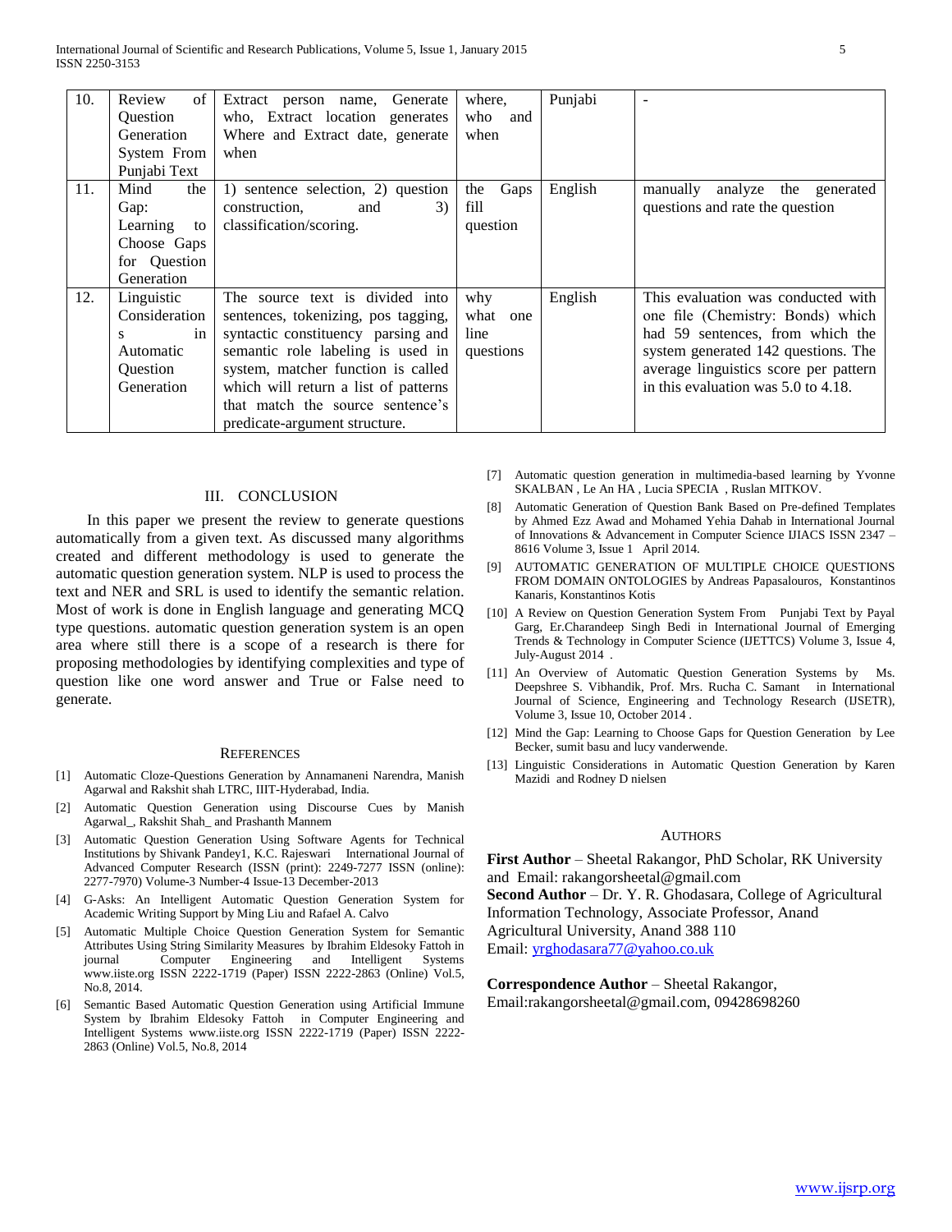| | | | | | |
|---|---|---|---|---|---|
| 10. | Review of Question Generation System From Punjabi Text | Extract person name, Generate who, Extract location generates Where and Extract date, generate when | where, who and when | Punjabi | - |
| 11. | Mind the Gap: Learning to Choose Gaps for Question Generation | 1) sentence selection, 2) question construction, and 3) classification/scoring. | the Gaps fill question | English | manually analyze the generated questions and rate the question |
| 12. | Linguistic Considerations in Automatic Question Generation | The source text is divided into sentences, tokenizing, pos tagging, syntactic constituency parsing and semantic role labeling is used in system, matcher function is called which will return a list of patterns that match the source sentence's predicate-argument structure. | why what one line questions | English | This evaluation was conducted with one file (Chemistry: Bonds) which had 59 sentences, from which the system generated 142 questions. The average linguistics score per pattern in this evaluation was 5.0 to 4.18. |

## III. CONCLUSION

In this paper we present the review to generate questions automatically from a given text. As discussed many algorithms created and different methodology is used to generate the automatic question generation system. NLP is used to process the text and NER and SRL is used to identify the semantic relation. Most of work is done in English language and generating MCQ type questions. automatic question generation system is an open area where still there is a scope of a research is there for proposing methodologies by identifying complexities and type of question like one word answer and True or False need to generate.

## REFERENCES

- [1] Automatic Cloze-Questions Generation by Annamaneni Narendra, Manish Agarwal and Rakshit shah LTRC, IIIT-Hyderabad, India.
- [2] Automatic Question Generation using Discourse Cues by Manish Agarwal_, Rakshit Shah_ and Prashanth Mannem
- [3] Automatic Question Generation Using Software Agents for Technical Institutions by Shivank Pandey1, K.C. Rajeswari International Journal of Advanced Computer Research (ISSN (print): 2249-7277 ISSN (online): 2277-7970) Volume-3 Number-4 Issue-13 December-2013
- [4] G-Asks: An Intelligent Automatic Question Generation System for Academic Writing Support by Ming Liu and Rafael A. Calvo
- [5] Automatic Multiple Choice Question Generation System for Semantic Attributes Using String Similarity Measures by Ibrahim Eldesoky Fattoh in journal Computer Engineering and Intelligent Systems www.iiste.org ISSN 2222-1719 (Paper) ISSN 2222-2863 (Online) Vol.5, No.8, 2014.
- [6] Semantic Based Automatic Question Generation using Artificial Immune System by Ibrahim Eldesoky Fattoh in Computer Engineering and Intelligent Systems www.iiste.org ISSN 2222-1719 (Paper) ISSN 2222-2863 (Online) Vol.5, No.8, 2014
- [7] Automatic question generation in multimedia-based learning by Yvonne SKALBAN , Le An HA , Lucia SPECIA , Ruslan MITKOV.
- [8] Automatic Generation of Question Bank Based on Pre-defined Templates by Ahmed Ezz Awad and Mohamed Yehia Dahab in International Journal of Innovations & Advancement in Computer Science IJIACS ISSN 2347 – 8616 Volume 3, Issue 1 April 2014.
- [9] AUTOMATIC GENERATION OF MULTIPLE CHOICE QUESTIONS FROM DOMAIN ONTOLOGIES by Andreas Papasalouros, Konstantinos Kanaris, Konstantinos Kotis
- [10] A Review on Question Generation System From Punjabi Text by Payal Garg, Er.Charandeep Singh Bedi in International Journal of Emerging Trends & Technology in Computer Science (IJETTCS) Volume 3, Issue 4, July-August 2014 .
- [11] An Overview of Automatic Question Generation Systems by Ms. Deepshree S. Vibhandik, Prof. Mrs. Rucha C. Samant in International Journal of Science, Engineering and Technology Research (IJSETR), Volume 3, Issue 10, October 2014 .
- [12] Mind the Gap: Learning to Choose Gaps for Question Generation by Lee Becker, sumit basu and lucy vanderwende.
- [13] Linguistic Considerations in Automatic Question Generation by Karen Mazidi and Rodney D nielsen

## AUTHORS

**First Author** – Sheetal Rakangor, PhD Scholar, RK University and Email: rakangorsheetal@gmail.com
**Second Author** – Dr. Y. R. Ghodasara, College of Agricultural Information Technology, Associate Professor, Anand Agricultural University, Anand 388 110
Email: yrghodasara77@yahoo.co.uk

**Correspondence Author** – Sheetal Rakangor, Email:rakangorsheetal@gmail.com, 09428698260